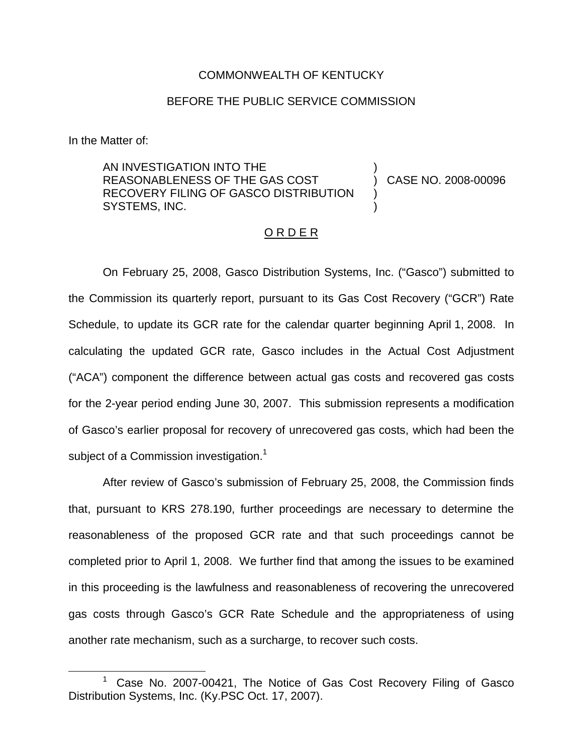COMMONWEALTH OF KENTUCKY

BEFORE THE PUBLIC SERVICE COMMISSION

In the Matter of:

| | | |
|---|---|---|
| AN INVESTIGATION INTO THE REASONABLENESS OF THE GAS COST RECOVERY FILING OF GASCO DISTRIBUTION SYSTEMS, INC. | ) | CASE NO. 2008-00096 |

O R D E R

On February 25, 2008, Gasco Distribution Systems, Inc. ("Gasco") submitted to the Commission its quarterly report, pursuant to its Gas Cost Recovery ("GCR") Rate Schedule, to update its GCR rate for the calendar quarter beginning April 1, 2008. In calculating the updated GCR rate, Gasco includes in the Actual Cost Adjustment ("ACA") component the difference between actual gas costs and recovered gas costs for the 2-year period ending June 30, 2007. This submission represents a modification of Gasco's earlier proposal for recovery of unrecovered gas costs, which had been the subject of a Commission investigation.[1]

After review of Gasco's submission of February 25, 2008, the Commission finds that, pursuant to KRS 278.190, further proceedings are necessary to determine the reasonableness of the proposed GCR rate and that such proceedings cannot be completed prior to April 1, 2008. We further find that among the issues to be examined in this proceeding is the lawfulness and reasonableness of recovering the unrecovered gas costs through Gasco's GCR Rate Schedule and the appropriateness of using another rate mechanism, such as a surcharge, to recover such costs.

[1] Case No. 2007-00421, The Notice of Gas Cost Recovery Filing of Gasco Distribution Systems, Inc. (Ky.PSC Oct. 17, 2007).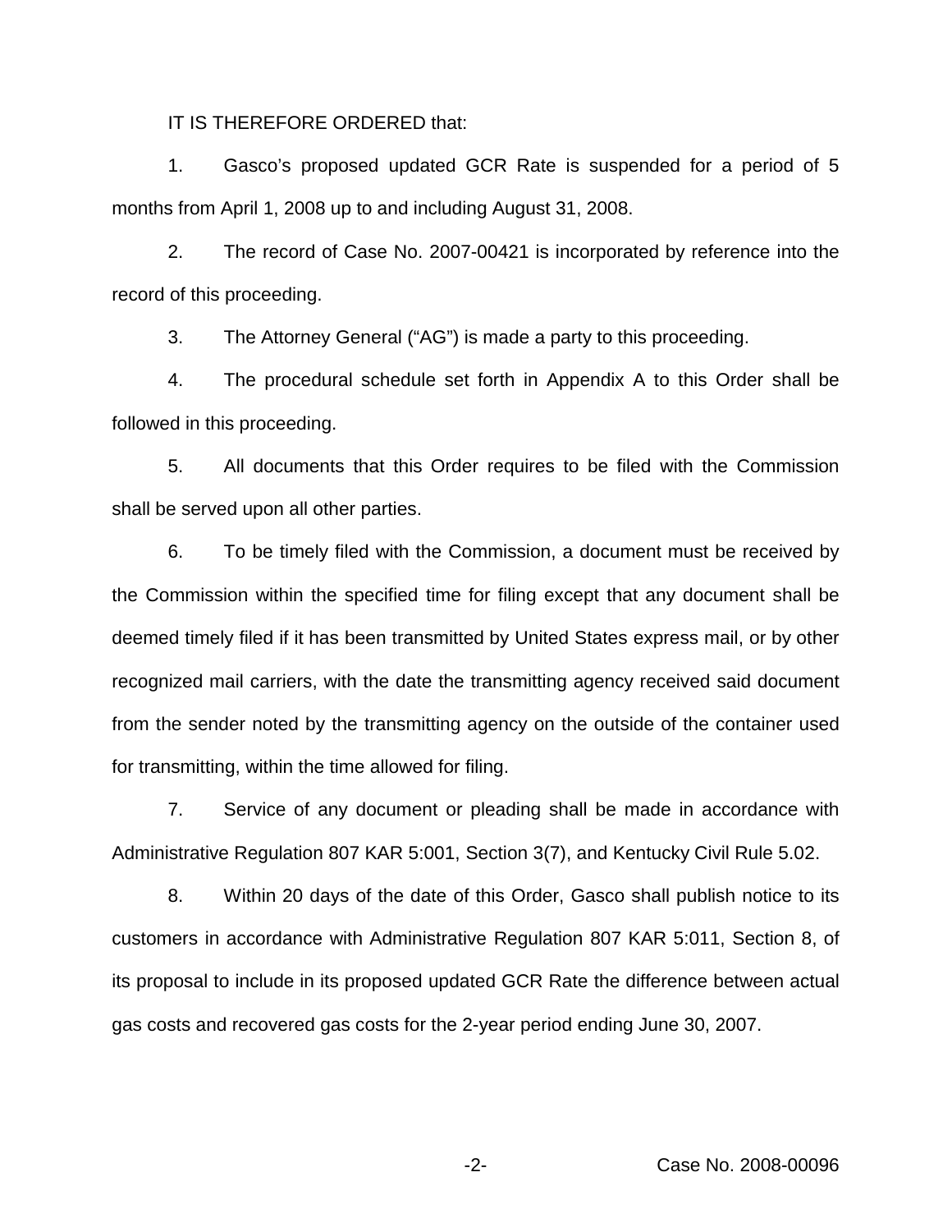IT IS THEREFORE ORDERED that:

1. Gasco's proposed updated GCR Rate is suspended for a period of 5 months from April 1, 2008 up to and including August 31, 2008.

2. The record of Case No. 2007-00421 is incorporated by reference into the record of this proceeding.

3. The Attorney General ("AG") is made a party to this proceeding.

4. The procedural schedule set forth in Appendix A to this Order shall be followed in this proceeding.

5. All documents that this Order requires to be filed with the Commission shall be served upon all other parties.

6. To be timely filed with the Commission, a document must be received by the Commission within the specified time for filing except that any document shall be deemed timely filed if it has been transmitted by United States express mail, or by other recognized mail carriers, with the date the transmitting agency received said document from the sender noted by the transmitting agency on the outside of the container used for transmitting, within the time allowed for filing.

7. Service of any document or pleading shall be made in accordance with Administrative Regulation 807 KAR 5:001, Section 3(7), and Kentucky Civil Rule 5.02.

8. Within 20 days of the date of this Order, Gasco shall publish notice to its customers in accordance with Administrative Regulation 807 KAR 5:011, Section 8, of its proposal to include in its proposed updated GCR Rate the difference between actual gas costs and recovered gas costs for the 2-year period ending June 30, 2007.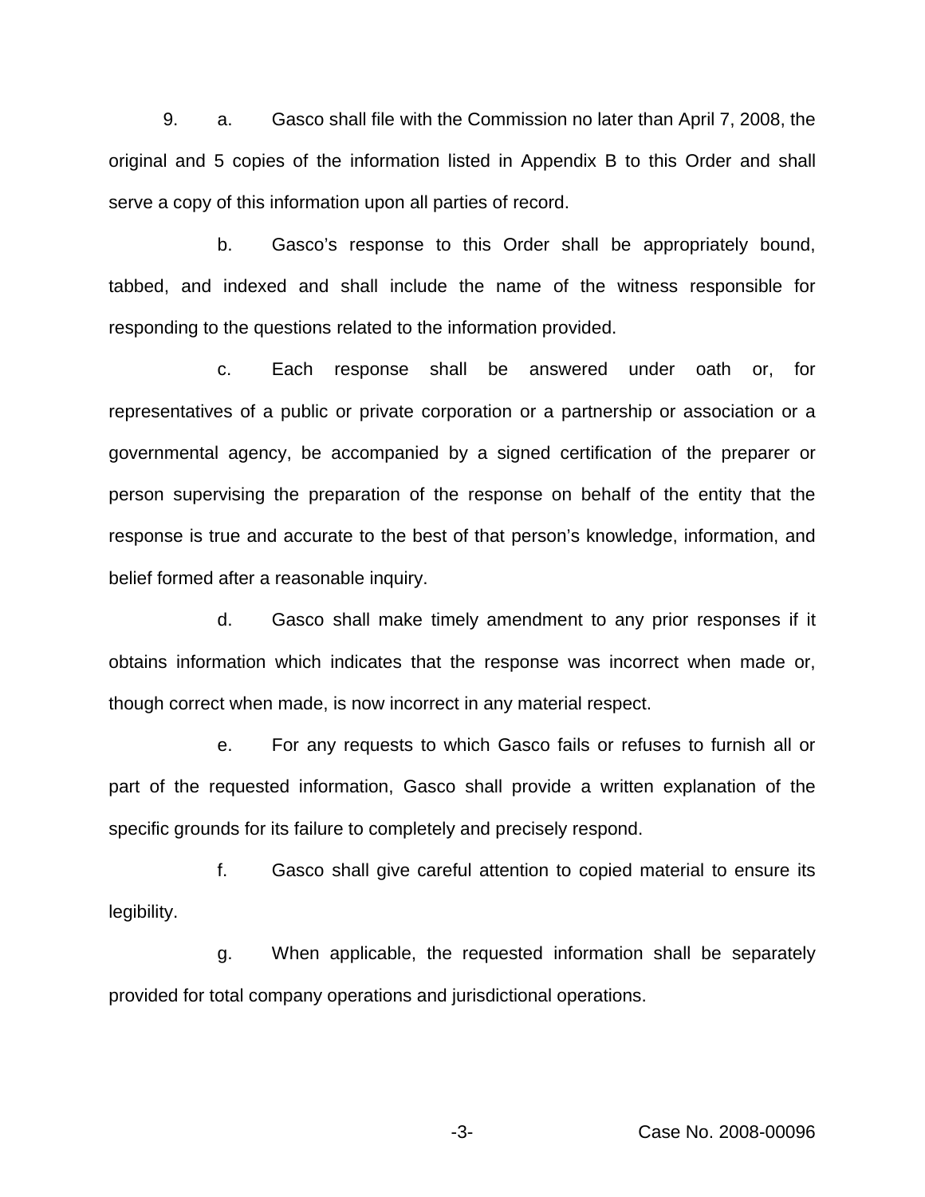9. a. Gasco shall file with the Commission no later than April 7, 2008, the original and 5 copies of the information listed in Appendix B to this Order and shall serve a copy of this information upon all parties of record.

b. Gasco's response to this Order shall be appropriately bound, tabbed, and indexed and shall include the name of the witness responsible for responding to the questions related to the information provided.

c. Each response shall be answered under oath or, for representatives of a public or private corporation or a partnership or association or a governmental agency, be accompanied by a signed certification of the preparer or person supervising the preparation of the response on behalf of the entity that the response is true and accurate to the best of that person's knowledge, information, and belief formed after a reasonable inquiry.

d. Gasco shall make timely amendment to any prior responses if it obtains information which indicates that the response was incorrect when made or, though correct when made, is now incorrect in any material respect.

e. For any requests to which Gasco fails or refuses to furnish all or part of the requested information, Gasco shall provide a written explanation of the specific grounds for its failure to completely and precisely respond.

f. Gasco shall give careful attention to copied material to ensure its legibility.

g. When applicable, the requested information shall be separately provided for total company operations and jurisdictional operations.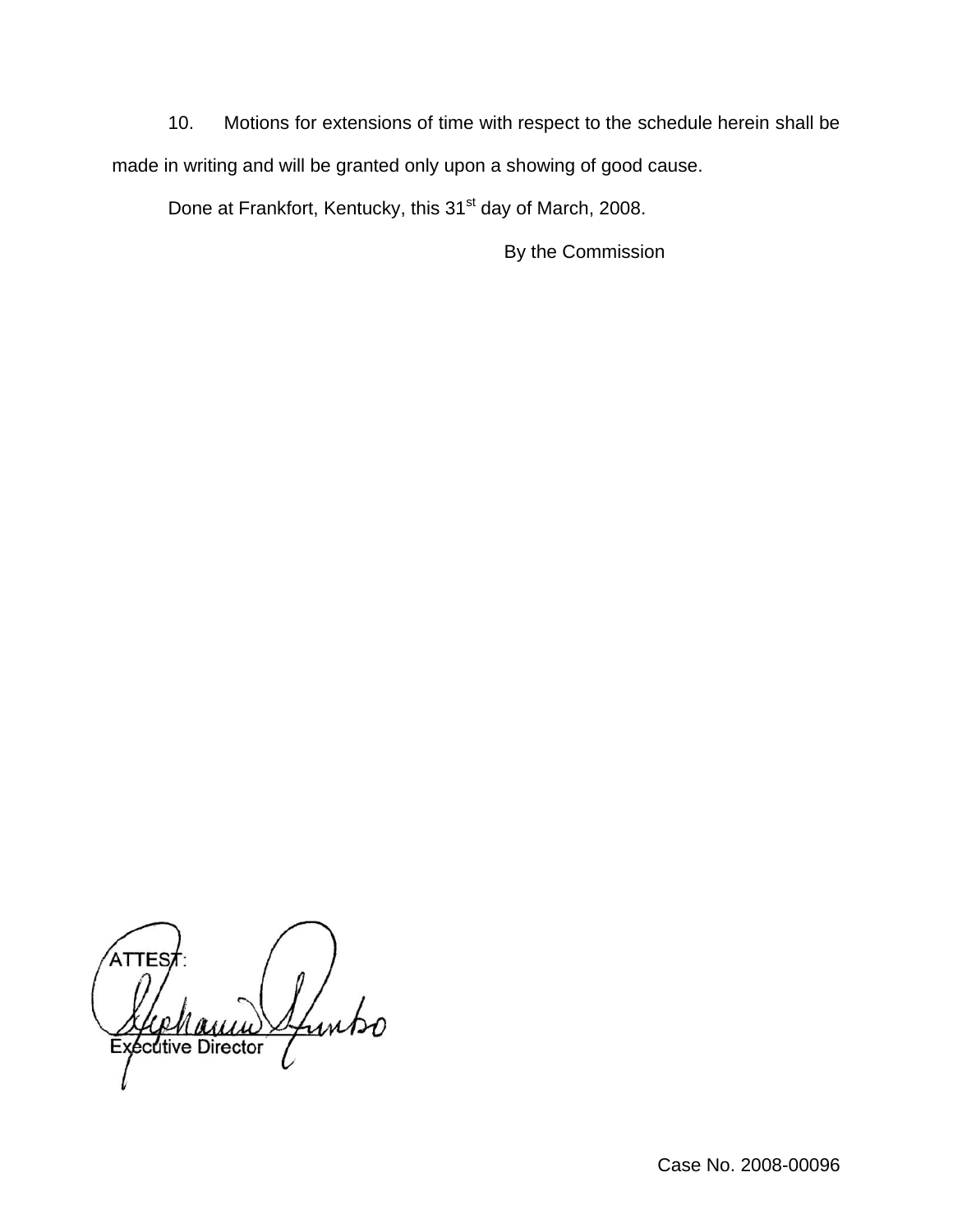10. Motions for extensions of time with respect to the schedule herein shall be made in writing and will be granted only upon a showing of good cause.

Done at Frankfort, Kentucky, this 31st day of March, 2008.

By the Commission

ATTEST:

Executive Director

Case No. 2008-00096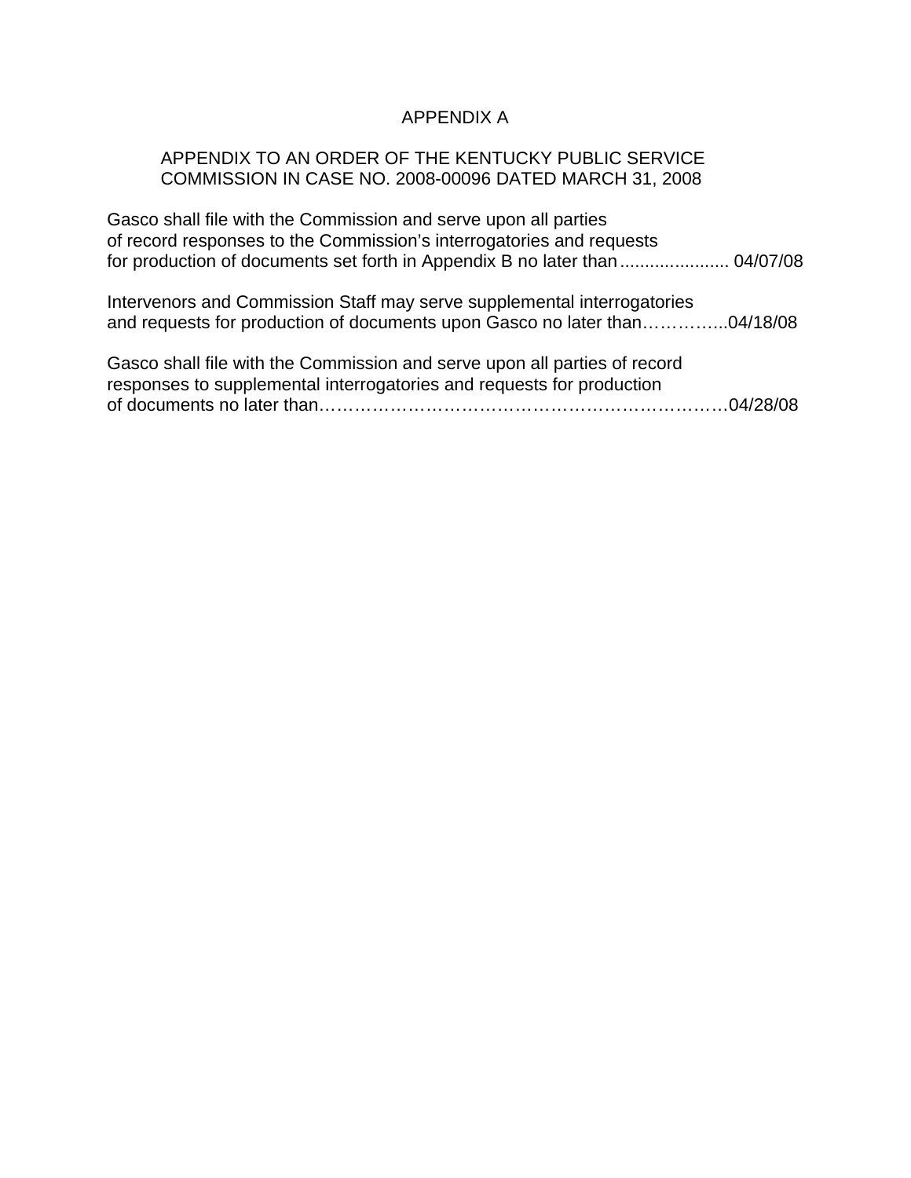# APPENDIX A

## APPENDIX TO AN ORDER OF THE KENTUCKY PUBLIC SERVICE COMMISSION IN CASE NO. 2008-00096 DATED MARCH 31, 2008

Gasco shall file with the Commission and serve upon all parties of record responses to the Commission's interrogatories and requests for production of documents set forth in Appendix B no later than ...................... 04/07/08

Intervenors and Commission Staff may serve supplemental interrogatories and requests for production of documents upon Gasco no later than…………...04/18/08

Gasco shall file with the Commission and serve upon all parties of record responses to supplemental interrogatories and requests for production of documents no later than……………………………………………………………04/28/08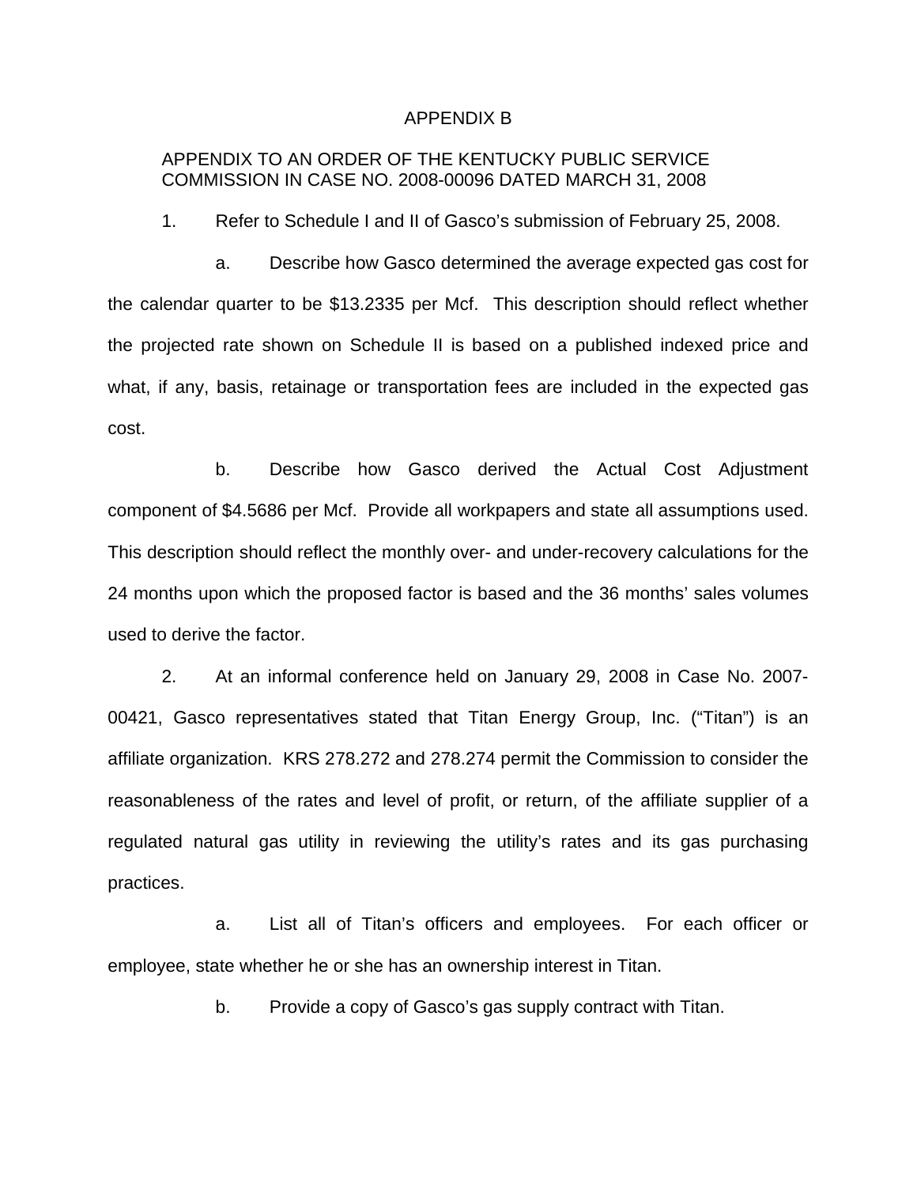# APPENDIX B

APPENDIX TO AN ORDER OF THE KENTUCKY PUBLIC SERVICE COMMISSION IN CASE NO. 2008-00096 DATED MARCH 31, 2008

1. Refer to Schedule I and II of Gasco's submission of February 25, 2008.

   a. Describe how Gasco determined the average expected gas cost for the calendar quarter to be $13.2335 per Mcf. This description should reflect whether the projected rate shown on Schedule II is based on a published indexed price and what, if any, basis, retainage or transportation fees are included in the expected gas cost.

   b. Describe how Gasco derived the Actual Cost Adjustment component of $4.5686 per Mcf. Provide all workpapers and state all assumptions used. This description should reflect the monthly over- and under-recovery calculations for the 24 months upon which the proposed factor is based and the 36 months' sales volumes used to derive the factor.

2. At an informal conference held on January 29, 2008 in Case No. 2007-00421, Gasco representatives stated that Titan Energy Group, Inc. ("Titan") is an affiliate organization. KRS 278.272 and 278.274 permit the Commission to consider the reasonableness of the rates and level of profit, or return, of the affiliate supplier of a regulated natural gas utility in reviewing the utility's rates and its gas purchasing practices.

   a. List all of Titan's officers and employees. For each officer or employee, state whether he or she has an ownership interest in Titan.

   b. Provide a copy of Gasco's gas supply contract with Titan.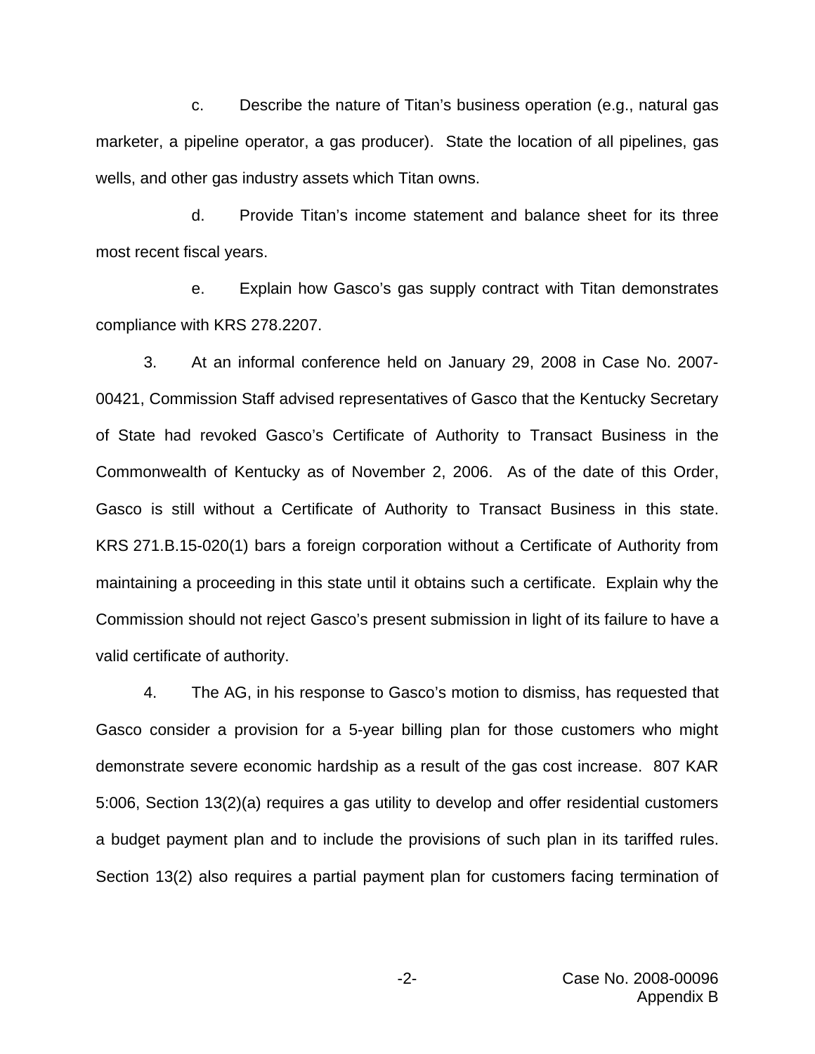c. Describe the nature of Titan's business operation (e.g., natural gas marketer, a pipeline operator, a gas producer). State the location of all pipelines, gas wells, and other gas industry assets which Titan owns.

d. Provide Titan's income statement and balance sheet for its three most recent fiscal years.

e. Explain how Gasco's gas supply contract with Titan demonstrates compliance with KRS 278.2207.

3. At an informal conference held on January 29, 2008 in Case No. 2007-00421, Commission Staff advised representatives of Gasco that the Kentucky Secretary of State had revoked Gasco's Certificate of Authority to Transact Business in the Commonwealth of Kentucky as of November 2, 2006. As of the date of this Order, Gasco is still without a Certificate of Authority to Transact Business in this state. KRS 271.B.15-020(1) bars a foreign corporation without a Certificate of Authority from maintaining a proceeding in this state until it obtains such a certificate. Explain why the Commission should not reject Gasco's present submission in light of its failure to have a valid certificate of authority.

4. The AG, in his response to Gasco's motion to dismiss, has requested that Gasco consider a provision for a 5-year billing plan for those customers who might demonstrate severe economic hardship as a result of the gas cost increase. 807 KAR 5:006, Section 13(2)(a) requires a gas utility to develop and offer residential customers a budget payment plan and to include the provisions of such plan in its tariffed rules. Section 13(2) also requires a partial payment plan for customers facing termination of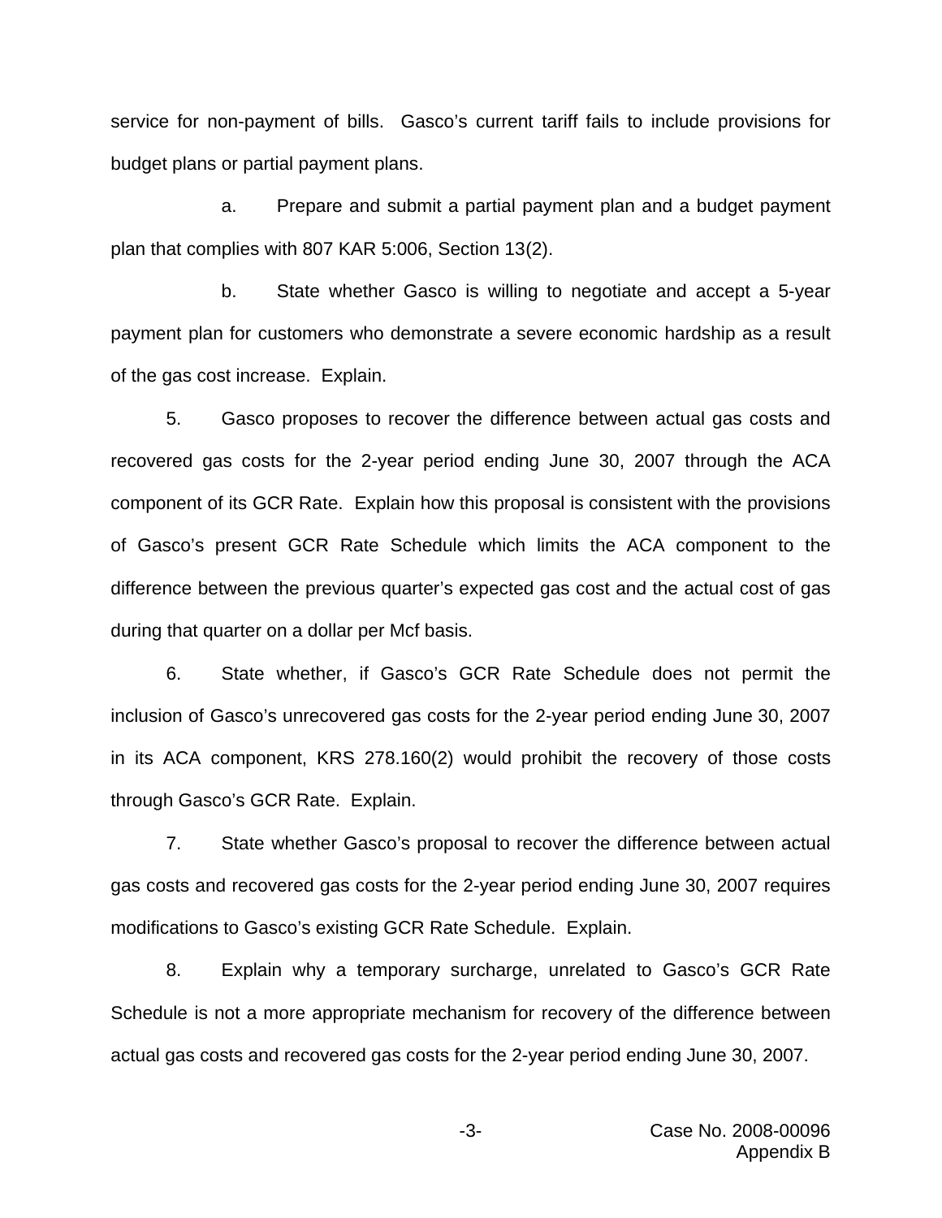service for non-payment of bills. Gasco's current tariff fails to include provisions for budget plans or partial payment plans.

a. Prepare and submit a partial payment plan and a budget payment plan that complies with 807 KAR 5:006, Section 13(2).

b. State whether Gasco is willing to negotiate and accept a 5-year payment plan for customers who demonstrate a severe economic hardship as a result of the gas cost increase. Explain.

5. Gasco proposes to recover the difference between actual gas costs and recovered gas costs for the 2-year period ending June 30, 2007 through the ACA component of its GCR Rate. Explain how this proposal is consistent with the provisions of Gasco's present GCR Rate Schedule which limits the ACA component to the difference between the previous quarter's expected gas cost and the actual cost of gas during that quarter on a dollar per Mcf basis.

6. State whether, if Gasco's GCR Rate Schedule does not permit the inclusion of Gasco's unrecovered gas costs for the 2-year period ending June 30, 2007 in its ACA component, KRS 278.160(2) would prohibit the recovery of those costs through Gasco's GCR Rate. Explain.

7. State whether Gasco's proposal to recover the difference between actual gas costs and recovered gas costs for the 2-year period ending June 30, 2007 requires modifications to Gasco's existing GCR Rate Schedule. Explain.

8. Explain why a temporary surcharge, unrelated to Gasco's GCR Rate Schedule is not a more appropriate mechanism for recovery of the difference between actual gas costs and recovered gas costs for the 2-year period ending June 30, 2007.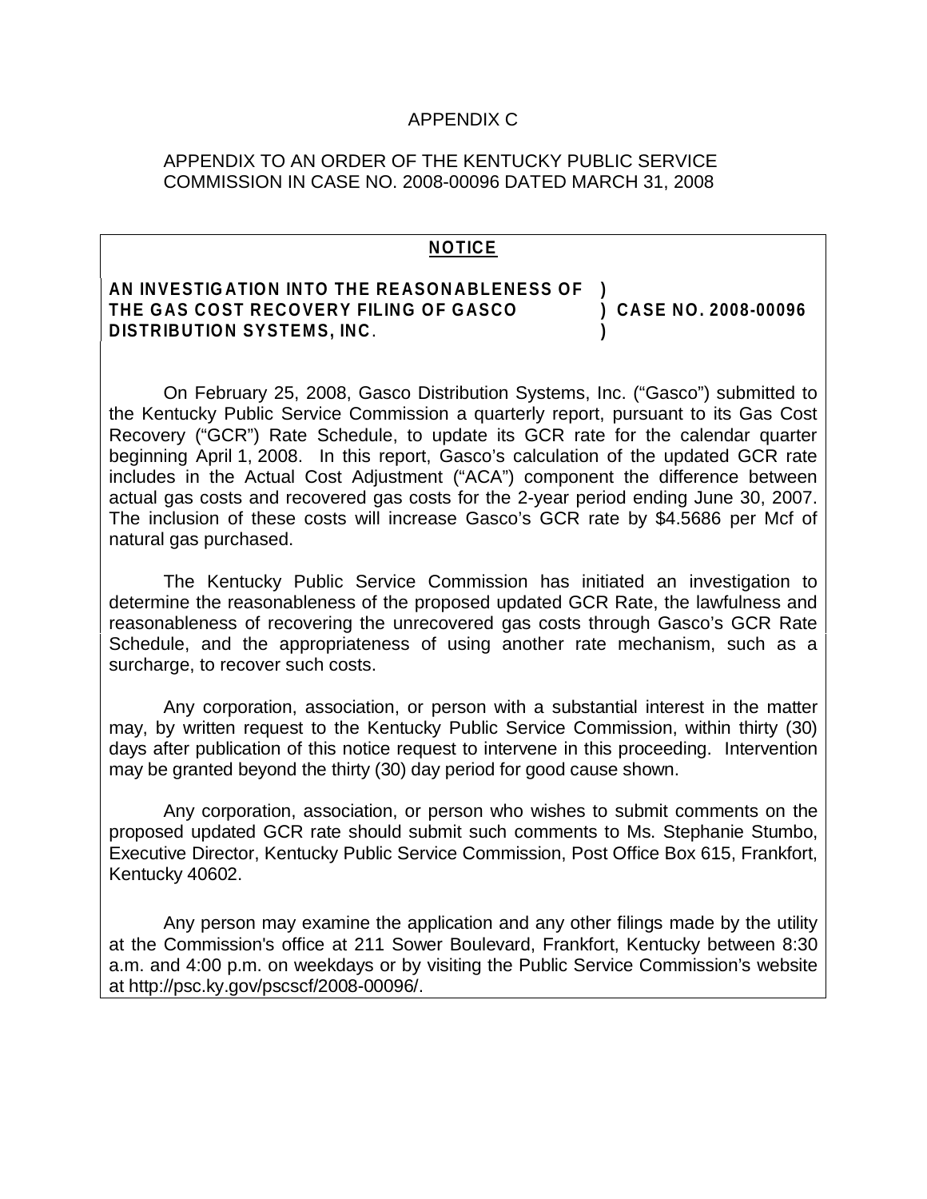APPENDIX C

APPENDIX TO AN ORDER OF THE KENTUCKY PUBLIC SERVICE COMMISSION IN CASE NO. 2008-00096 DATED MARCH 31, 2008

**NOTICE**

| | | |
|---|---|---|
| **AN INVESTIGATION INTO THE REASONABLENESS OF THE GAS COST RECOVERY FILING OF GASCO DISTRIBUTION SYSTEMS, INC.** | **)<br>)<br>)** | **CASE NO. 2008-00096** |

On February 25, 2008, Gasco Distribution Systems, Inc. ("Gasco") submitted to the Kentucky Public Service Commission a quarterly report, pursuant to its Gas Cost Recovery ("GCR") Rate Schedule, to update its GCR rate for the calendar quarter beginning April 1, 2008. In this report, Gasco's calculation of the updated GCR rate includes in the Actual Cost Adjustment ("ACA") component the difference between actual gas costs and recovered gas costs for the 2-year period ending June 30, 2007. The inclusion of these costs will increase Gasco's GCR rate by $4.5686 per Mcf of natural gas purchased.

The Kentucky Public Service Commission has initiated an investigation to determine the reasonableness of the proposed updated GCR Rate, the lawfulness and reasonableness of recovering the unrecovered gas costs through Gasco's GCR Rate Schedule, and the appropriateness of using another rate mechanism, such as a surcharge, to recover such costs.

Any corporation, association, or person with a substantial interest in the matter may, by written request to the Kentucky Public Service Commission, within thirty (30) days after publication of this notice request to intervene in this proceeding. Intervention may be granted beyond the thirty (30) day period for good cause shown.

Any corporation, association, or person who wishes to submit comments on the proposed updated GCR rate should submit such comments to Ms. Stephanie Stumbo, Executive Director, Kentucky Public Service Commission, Post Office Box 615, Frankfort, Kentucky 40602.

Any person may examine the application and any other filings made by the utility at the Commission's office at 211 Sower Boulevard, Frankfort, Kentucky between 8:30 a.m. and 4:00 p.m. on weekdays or by visiting the Public Service Commission's website at http://psc.ky.gov/pscscf/2008-00096/.